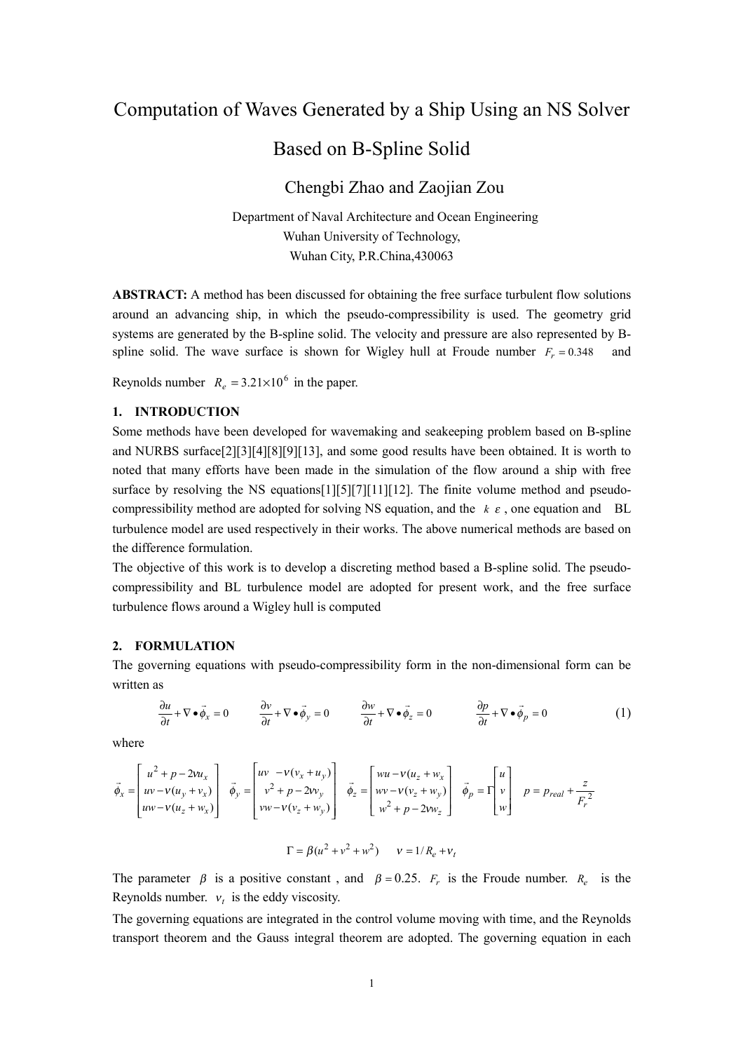# Computation of Waves Generated by a Ship Using an NS Solver Based on B-Spline Solid

Chengbi Zhao and Zaojian Zou

Department of Naval Architecture and Ocean Engineering
Wuhan University of Technology,
Wuhan City, P.R.China,430063

**ABSTRACT:** A method has been discussed for obtaining the free surface turbulent flow solutions around an advancing ship, in which the pseudo-compressibility is used. The geometry grid systems are generated by the B-spline solid. The velocity and pressure are also represented by B-spline solid. The wave surface is shown for Wigley hull at Froude number $F_r = 0.348$ and Reynolds number $R_e = 3.21\times10^6$ in the paper.

## 1. INTRODUCTION

Some methods have been developed for wavemaking and seakeeping problem based on B-spline and NURBS surface[2][3][4][8][9][13], and some good results have been obtained. It is worth to noted that many efforts have been made in the simulation of the flow around a ship with free surface by resolving the NS equations[1][5][7][11][12]. The finite volume method and pseudo-compressibility method are adopted for solving NS equation, and the $k$ $\varepsilon$, one equation and BL turbulence model are used respectively in their works. The above numerical methods are based on the difference formulation.

The objective of this work is to develop a discreting method based a B-spline solid. The pseudo-compressibility and BL turbulence model are adopted for present work, and the free surface turbulence flows around a Wigley hull is computed

## 2. FORMULATION

The governing equations with pseudo-compressibility form in the non-dimensional form can be written as

$$\frac{\partial u}{\partial t}+\nabla\bullet\vec{\phi}_x=0 \qquad \frac{\partial v}{\partial t}+\nabla\bullet\vec{\phi}_y=0 \qquad \frac{\partial w}{\partial t}+\nabla\bullet\vec{\phi}_z=0 \qquad \frac{\partial p}{\partial t}+\nabla\bullet\vec{\phi}_p=0 \tag{1}$$

where

$$\vec{\phi}_x=\begin{bmatrix} u^2+p-2\nu u_x \\ uv-\nu(u_y+v_x) \\ uw-\nu(u_z+w_x)\end{bmatrix} \quad \vec{\phi}_y=\begin{bmatrix} uv\ -\nu(v_x+u_y) \\ v^2+p-2\nu v_y \\ vw-\nu(v_z+w_y)\end{bmatrix} \quad \vec{\phi}_z=\begin{bmatrix} wu-\nu(u_z+w_x) \\ wv-\nu(v_z+w_y) \\ w^2+p-2\nu w_z\end{bmatrix} \quad \vec{\phi}_p=\Gamma\begin{bmatrix} u \\ v \\ w\end{bmatrix} \quad p=p_{real}+\frac{z}{F_r^2}$$

$$\Gamma=\beta(u^2+v^2+w^2) \qquad \nu=1/R_e+\nu_t$$

The parameter $\beta$ is a positive constant , and $\beta=0.25$. $F_r$ is the Froude number. $R_e$ is the Reynolds number. $\nu_t$ is the eddy viscosity.

The governing equations are integrated in the control volume moving with time, and the Reynolds transport theorem and the Gauss integral theorem are adopted. The governing equation in each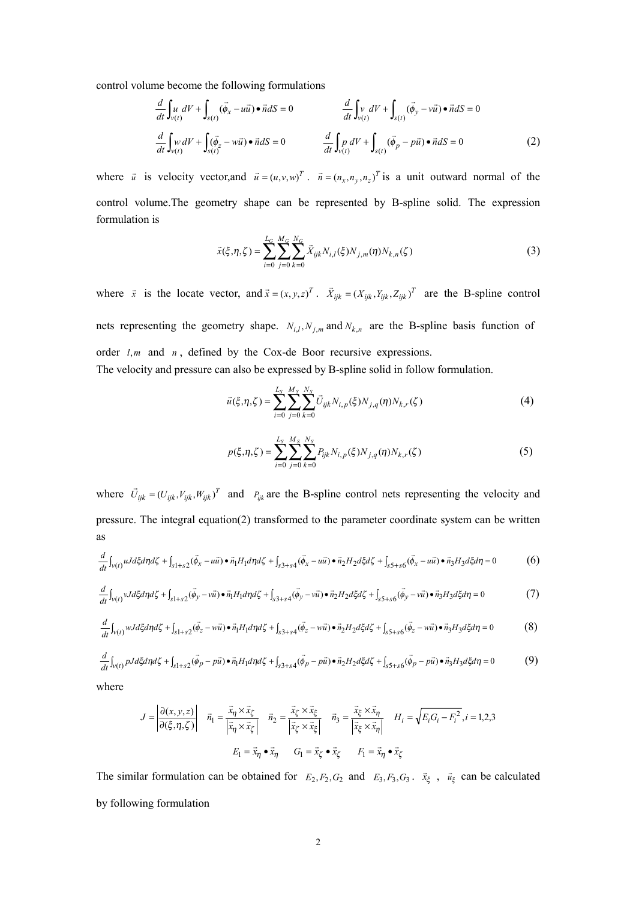control volume become the following formulations

$$\frac{d}{dt}\int_{v(t)} u\, dV + \int_{s(t)} (\vec{\phi}_x - u\vec{u}) \bullet \vec{n} dS = 0 \qquad \frac{d}{dt}\int_{v(t)} v\, dV + \int_{s(t)} (\vec{\phi}_y - v\vec{u}) \bullet \vec{n} dS = 0$$

$$\frac{d}{dt}\int_{v(t)} w\, dV + \int_{s(t)} (\vec{\phi}_z - w\vec{u}) \bullet \vec{n} dS = 0 \qquad \frac{d}{dt}\int_{v(t)} p\, dV + \int_{s(t)} (\vec{\phi}_p - p\vec{u}) \bullet \vec{n} dS = 0 \tag{2}$$

where $\vec{u}$ is velocity vector,and $\vec{u} = (u, v, w)^T$ . $\vec{n} = (n_x, n_y, n_z)^T$ is a unit outward normal of the control volume.The geometry shape can be represented by B-spline solid. The expression formulation is

$$\vec{x}(\xi,\eta,\zeta) = \sum_{i=0}^{L_G}\sum_{j=0}^{M_G}\sum_{k=0}^{N_G} \vec{X}_{ijk} N_{i,l}(\xi) N_{j,m}(\eta) N_{k,n}(\zeta) \tag{3}$$

where $\vec{x}$ is the locate vector, and $\vec{x} = (x, y, z)^T$ . $\vec{X}_{ijk} = (X_{ijk}, Y_{ijk}, Z_{ijk})^T$ are the B-spline control nets representing the geometry shape. $N_{i,l}, N_{j,m}$ and $N_{k,n}$ are the B-spline basis function of order $l, m$ and $n$, defined by the Cox-de Boor recursive expressions.
The velocity and pressure can also be expressed by B-spline solid in follow formulation.

$$\vec{u}(\xi,\eta,\zeta) = \sum_{i=0}^{L_S}\sum_{j=0}^{M_S}\sum_{k=0}^{N_S} \vec{U}_{ijk} N_{i,p}(\xi) N_{j,q}(\eta) N_{k,r}(\zeta) \tag{4}$$

$$p(\xi,\eta,\zeta) = \sum_{i=0}^{L_S}\sum_{j=0}^{M_S}\sum_{k=0}^{N_S} P_{ijk} N_{i,p}(\xi) N_{j,q}(\eta) N_{k,r}(\zeta) \tag{5}$$

where $\vec{U}_{ijk} = (U_{ijk}, V_{ijk}, W_{ijk})^T$ and $P_{ijk}$ are the B-spline control nets representing the velocity and pressure. The integral equation(2) transformed to the parameter coordinate system can be written as

$$\frac{d}{dt}\int_{v(t)} uJd\xi d\eta d\zeta + \int_{s1+s2} (\vec{\phi}_x - u\vec{u}) \bullet \vec{n}_1 H_1 d\eta d\zeta + \int_{s3+s4} (\vec{\phi}_x - u\vec{u}) \bullet \vec{n}_2 H_2 d\xi d\zeta + \int_{s5+s6} (\vec{\phi}_x - u\vec{u}) \bullet \vec{n}_3 H_3 d\xi d\eta = 0 \tag{6}$$

$$\frac{d}{dt}\int_{v(t)} vJd\xi d\eta d\zeta + \int_{s1+s2} (\vec{\phi}_y - v\vec{u}) \bullet \vec{n}_1 H_1 d\eta d\zeta + \int_{s3+s4} (\vec{\phi}_y - v\vec{u}) \bullet \vec{n}_2 H_2 d\xi d\zeta + \int_{s5+s6} (\vec{\phi}_y - v\vec{u}) \bullet \vec{n}_3 H_3 d\xi d\eta = 0 \tag{7}$$

$$\frac{d}{dt}\int_{v(t)} wJd\xi d\eta d\zeta + \int_{s1+s2} (\vec{\phi}_z - w\vec{u}) \bullet \vec{n}_1 H_1 d\eta d\zeta + \int_{s3+s4} (\vec{\phi}_z - w\vec{u}) \bullet \vec{n}_2 H_2 d\xi d\zeta + \int_{s5+s6} (\vec{\phi}_z - w\vec{u}) \bullet \vec{n}_3 H_3 d\xi d\eta = 0 \tag{8}$$

$$\frac{d}{dt}\int_{v(t)} pJd\xi d\eta d\zeta + \int_{s1+s2} (\vec{\phi}_p - p\vec{u}) \bullet \vec{n}_1 H_1 d\eta d\zeta + \int_{s3+s4} (\vec{\phi}_p - p\vec{u}) \bullet \vec{n}_2 H_2 d\xi d\zeta + \int_{s5+s6} (\vec{\phi}_p - p\vec{u}) \bullet \vec{n}_3 H_3 d\xi d\eta = 0 \tag{9}$$

where

$$J = \left| \frac{\partial(x,y,z)}{\partial(\xi,\eta,\zeta)} \right| \quad \vec{n}_1 = \frac{\vec{x}_\eta \times \vec{x}_\zeta}{\left|\vec{x}_\eta \times \vec{x}_\zeta\right|} \quad \vec{n}_2 = \frac{\vec{x}_\zeta \times \vec{x}_\xi}{\left|\vec{x}_\zeta \times \vec{x}_\xi\right|} \quad \vec{n}_3 = \frac{\vec{x}_\xi \times \vec{x}_\eta}{\left|\vec{x}_\xi \times \vec{x}_\eta\right|} \quad H_i = \sqrt{E_i G_i - F_i^2}, i = 1,2,3$$

$$E_1 = \vec{x}_\eta \bullet \vec{x}_\eta \qquad G_1 = \vec{x}_\zeta \bullet \vec{x}_\zeta \qquad F_1 = \vec{x}_\eta \bullet \vec{x}_\zeta$$

The similar formulation can be obtained for $E_2, F_2, G_2$ and $E_3, F_3, G_3$. $\vec{x}_\xi$ , $\vec{u}_\xi$ can be calculated by following formulation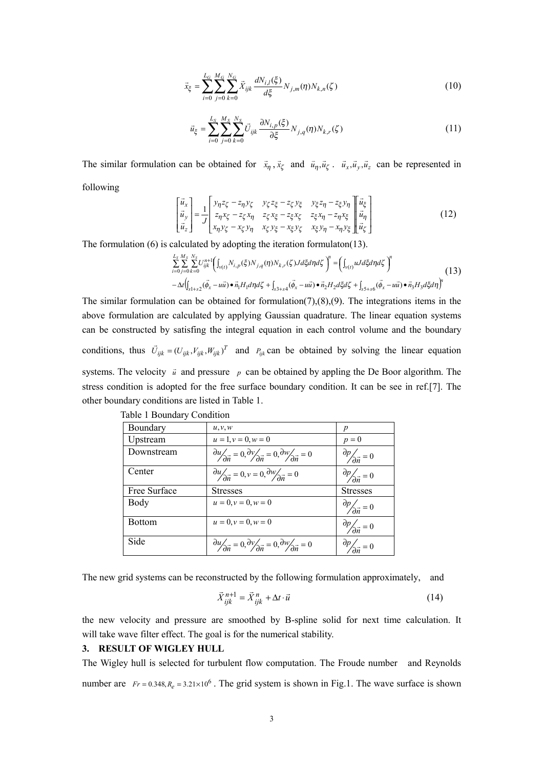$$\vec{x}_{\xi} = \sum_{i=0}^{L_G} \sum_{j=0}^{M_G} \sum_{k=0}^{N_G} \vec{X}_{ijk} \frac{dN_{i,l}(\xi)}{d\xi} N_{j,m}(\eta) N_{k,n}(\zeta) \tag{10}$$

$$\vec{u}_{\xi} = \sum_{i=0}^{L_S} \sum_{j=0}^{M_S} \sum_{k=0}^{N_S} \vec{U}_{ijk} \frac{\partial N_{i,p}(\xi)}{\partial \xi} N_{j,q}(\eta) N_{k,r}(\zeta) \tag{11}$$

The similar formulation can be obtained for $\vec{x}_{\eta}, \vec{x}_{\zeta}$ and $\vec{u}_{\eta}, \vec{u}_{\zeta}$. $\vec{u}_x, \vec{u}_y, \vec{u}_z$ can be represented in following

$$\begin{bmatrix} \vec{u}_x \\ \vec{u}_y \\ \vec{u}_z \end{bmatrix} = \frac{1}{J} \begin{bmatrix} y_{\eta} z_{\zeta} - z_{\eta} y_{\zeta} & y_{\zeta} z_{\xi} - z_{\zeta} y_{\xi} & y_{\xi} z_{\eta} - z_{\xi} y_{\eta} \\ z_{\eta} x_{\zeta} - z_{\zeta} x_{\eta} & z_{\zeta} x_{\xi} - z_{\xi} x_{\zeta} & z_{\xi} x_{\eta} - z_{\eta} x_{\xi} \\ x_{\eta} y_{\zeta} - x_{\zeta} y_{\eta} & x_{\zeta} y_{\xi} - x_{\xi} y_{\zeta} & x_{\xi} y_{\eta} - x_{\eta} y_{\xi} \end{bmatrix} \begin{bmatrix} \vec{u}_{\xi} \\ \vec{u}_{\eta} \\ \vec{u}_{\zeta} \end{bmatrix} \tag{12}$$

The formulation (6) is calculated by adopting the iteration formulaton(13).

$$\begin{aligned} &\sum_{i=0}^{L_S} \sum_{j=0}^{M_S} \sum_{k=0}^{N_S} U_{ijk}^{n+1} \left( \int_{v(t)} N_{i,p}(\xi) N_{j,q}(\eta) N_{k,r}(\zeta) J d\xi d\eta d\zeta \right)^n = \left( \int_{v(t)} u J d\xi d\eta d\zeta \right)^n \\ &- \Delta t \left( \int_{s1+s2} (\vec{\phi}_x - u\vec{u}) \bullet \vec{n}_1 H_1 d\eta d\zeta + \int_{s3+s4} (\vec{\phi}_x - u\vec{u}) \bullet \vec{n}_2 H_2 d\xi d\zeta + \int_{s5+s6} (\vec{\phi}_x - u\vec{u}) \bullet \vec{n}_3 H_3 d\xi d\eta \right)^n \end{aligned} \tag{13}$$

The similar formulation can be obtained for formulation(7),(8),(9). The integrations items in the above formulation are calculated by applying Gaussian quadrature. The linear equation systems can be constructed by satisfing the integral equation in each control volume and the boundary conditions, thus $\vec{U}_{ijk} = (U_{ijk}, V_{ijk}, W_{ijk})^T$ and $P_{ijk}$ can be obtained by solving the linear equation systems. The velocity $\vec{u}$ and pressure $p$ can be obtained by appling the De Boor algorithm. The stress condition is adopted for the free surface boundary condition. It can be see in ref.[7]. The other boundary conditions are listed in Table 1.

Table 1 Boundary Condition

| Boundary | $u, v, w$ | $p$ |
|---|---|---|
| Upstream | $u = 1, v = 0, w = 0$ | $p = 0$ |
| Downstream | $\partial u / \partial \vec{n} = 0, \partial v / \partial \vec{n} = 0, \partial w / \partial \vec{n} = 0$ | $\partial p / \partial \vec{n} = 0$ |
| Center | $\partial u / \partial \vec{n} = 0, v = 0, \partial w / \partial \vec{n} = 0$ | $\partial p / \partial \vec{n} = 0$ |
| Free Surface | Stresses | Stresses |
| Body | $u = 0, v = 0, w = 0$ | $\partial p / \partial \vec{n} = 0$ |
| Bottom | $u = 0, v = 0, w = 0$ | $\partial p / \partial \vec{n} = 0$ |
| Side | $\partial u / \partial \vec{n} = 0, \partial v / \partial \vec{n} = 0, \partial w / \partial \vec{n} = 0$ | $\partial p / \partial \vec{n} = 0$ |

The new grid systems can be reconstructed by the following formulation approximately, and

$$\vec{X}_{ijk}^{n+1} = \vec{X}_{ijk}^{n} + \Delta t \cdot \vec{u} \tag{14}$$

the new velocity and pressure are smoothed by B-spline solid for next time calculation. It will take wave filter effect. The goal is for the numerical stability.

## 3. RESULT OF WIGLEY HULL

The Wigley hull is selected for turbulent flow computation. The Froude number and Reynolds number are $Fr = 0.348, R_e = 3.21 \times 10^6$. The grid system is shown in Fig.1. The wave surface is shown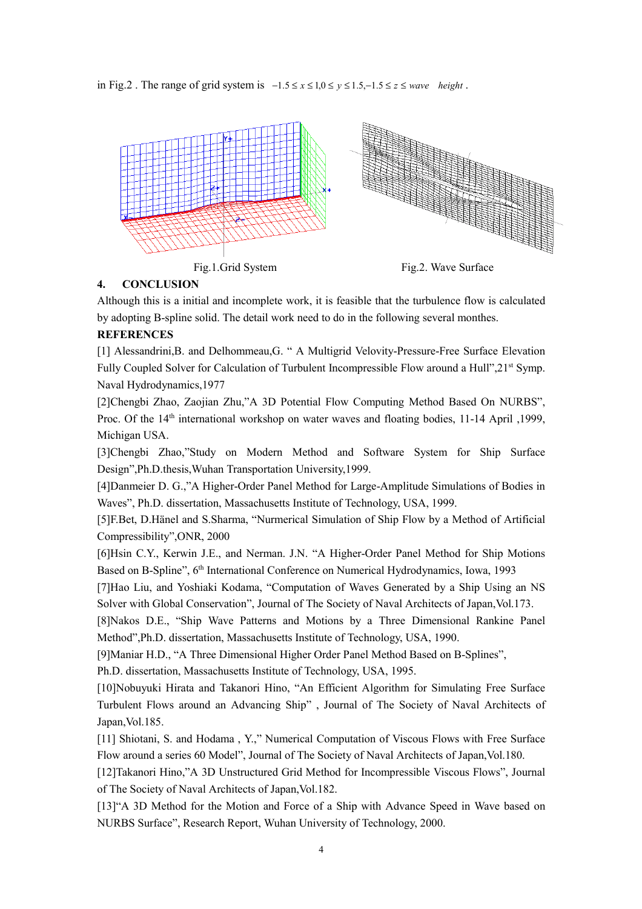in Fig.2 . The range of grid system is $-1.5 \le x \le 1, 0 \le y \le 1.5, -1.5 \le z \le wave \quad height$ .

Fig.1.Grid System

Fig.2. Wave Surface

## 4. CONCLUSION

Although this is a initial and incomplete work, it is feasible that the turbulence flow is calculated by adopting B-spline solid. The detail work need to do in the following several monthes.

## REFERENCES

[1] Alessandrini,B. and Delhommeau,G. " A Multigrid Velovity-Pressure-Free Surface Elevation Fully Coupled Solver for Calculation of Turbulent Incompressible Flow around a Hull",21st Symp. Naval Hydrodynamics,1977

[2]Chengbi Zhao, Zaojian Zhu,"A 3D Potential Flow Computing Method Based On NURBS", Proc. Of the 14th international workshop on water waves and floating bodies, 11-14 April ,1999, Michigan USA.

[3]Chengbi Zhao,"Study on Modern Method and Software System for Ship Surface Design",Ph.D.thesis,Wuhan Transportation University,1999.

[4]Danmeier D. G.,"A Higher-Order Panel Method for Large-Amplitude Simulations of Bodies in Waves", Ph.D. dissertation, Massachusetts Institute of Technology, USA, 1999.

[5]F.Bet, D.Hänel and S.Sharma, "Nurmerical Simulation of Ship Flow by a Method of Artificial Compressibility",ONR, 2000

[6]Hsin C.Y., Kerwin J.E., and Nerman. J.N. "A Higher-Order Panel Method for Ship Motions Based on B-Spline", 6th International Conference on Numerical Hydrodynamics, Iowa, 1993

[7]Hao Liu, and Yoshiaki Kodama, "Computation of Waves Generated by a Ship Using an NS Solver with Global Conservation", Journal of The Society of Naval Architects of Japan,Vol.173.

[8]Nakos D.E., "Ship Wave Patterns and Motions by a Three Dimensional Rankine Panel Method",Ph.D. dissertation, Massachusetts Institute of Technology, USA, 1990.

[9]Maniar H.D., "A Three Dimensional Higher Order Panel Method Based on B-Splines", Ph.D. dissertation, Massachusetts Institute of Technology, USA, 1995.

[10]Nobuyuki Hirata and Takanori Hino, "An Efficient Algorithm for Simulating Free Surface Turbulent Flows around an Advancing Ship" , Journal of The Society of Naval Architects of Japan,Vol.185.

[11] Shiotani, S. and Hodama , Y.," Numerical Computation of Viscous Flows with Free Surface Flow around a series 60 Model", Journal of The Society of Naval Architects of Japan,Vol.180.

[12]Takanori Hino,"A 3D Unstructured Grid Method for Incompressible Viscous Flows", Journal of The Society of Naval Architects of Japan,Vol.182.

[13]"A 3D Method for the Motion and Force of a Ship with Advance Speed in Wave based on NURBS Surface", Research Report, Wuhan University of Technology, 2000.